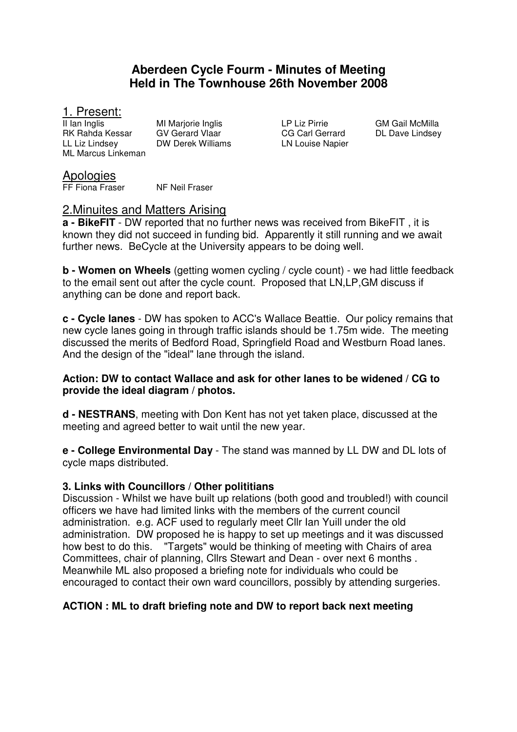# Aberdeen Cycle Fourm - Minutes of Meeting
# Held in The Townhouse 26th November 2008

## 1. Present:

II Ian Inglis
MI Marjorie Inglis
LP Liz Pirrie
GM Gail McMilla
RK Rahda Kessar
GV Gerard Vlaar
CG Carl Gerrard
DL Dave Lindsey
LL Liz Lindsey
DW Derek Williams
LN Louise Napier
ML Marcus Linkeman

## Apologies

FF Fiona Fraser
NF Neil Fraser

## 2.Minuites and Matters Arising

**a - BikeFIT** - DW reported that no further news was received from BikeFIT , it is known they did not succeed in funding bid. Apparently it still running and we await further news. BeCycle at the University appears to be doing well.

**b - Women on Wheels** (getting women cycling / cycle count) - we had little feedback to the email sent out after the cycle count. Proposed that LN,LP,GM discuss if anything can be done and report back.

**c - Cycle lanes** - DW has spoken to ACC's Wallace Beattie. Our policy remains that new cycle lanes going in through traffic islands should be 1.75m wide. The meeting discussed the merits of Bedford Road, Springfield Road and Westburn Road lanes. And the design of the "ideal" lane through the island.

**Action: DW to contact Wallace and ask for other lanes to be widened / CG to provide the ideal diagram / photos.**

**d - NESTRANS**, meeting with Don Kent has not yet taken place, discussed at the meeting and agreed better to wait until the new year.

**e - College Environmental Day** - The stand was manned by LL DW and DL lots of cycle maps distributed.

### 3. Links with Councillors / Other polititians

Discussion - Whilst we have built up relations (both good and troubled!) with council officers we have had limited links with the members of the current council administration. e.g. ACF used to regularly meet Cllr Ian Yuill under the old administration. DW proposed he is happy to set up meetings and it was discussed how best to do this. "Targets" would be thinking of meeting with Chairs of area Committees, chair of planning, Cllrs Stewart and Dean - over next 6 months . Meanwhile ML also proposed a briefing note for individuals who could be encouraged to contact their own ward councillors, possibly by attending surgeries.

**ACTION : ML to draft briefing note and DW to report back next meeting**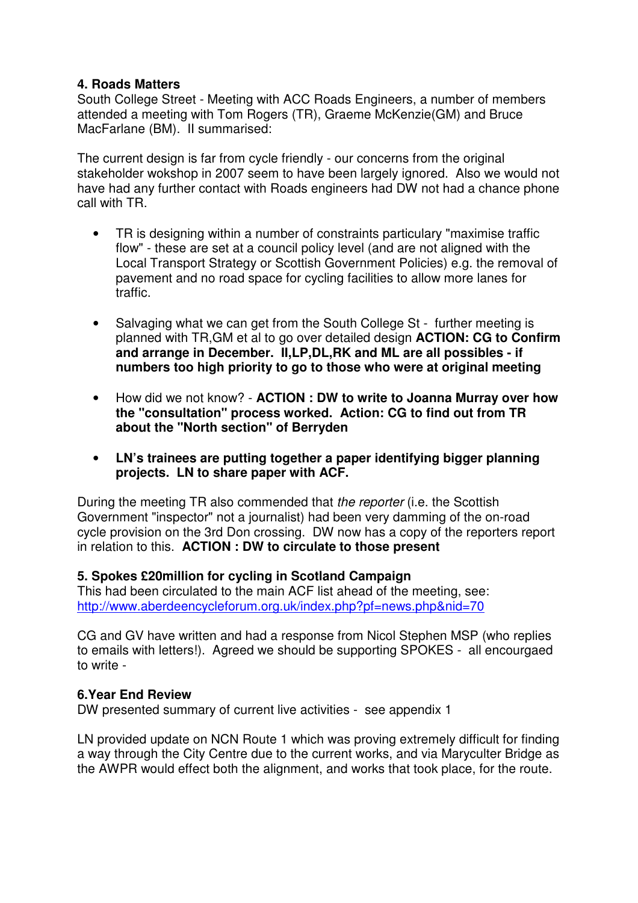**4. Roads Matters**
South College Street - Meeting with ACC Roads Engineers, a number of members attended a meeting with Tom Rogers (TR), Graeme McKenzie(GM) and Bruce MacFarlane (BM). II summarised:

The current design is far from cycle friendly - our concerns from the original stakeholder wokshop in 2007 seem to have been largely ignored. Also we would not have had any further contact with Roads engineers had DW not had a chance phone call with TR.

- TR is designing within a number of constraints particulary "maximise traffic flow" - these are set at a council policy level (and are not aligned with the Local Transport Strategy or Scottish Government Policies) e.g. the removal of pavement and no road space for cycling facilities to allow more lanes for traffic.

- Salvaging what we can get from the South College St - further meeting is planned with TR,GM et al to go over detailed design **ACTION: CG to Confirm and arrange in December. II,LP,DL,RK and ML are all possibles - if numbers too high priority to go to those who were at original meeting**

- How did we not know? - **ACTION : DW to write to Joanna Murray over how the "consultation" process worked. Action: CG to find out from TR about the "North section" of Berryden**

- **LN's trainees are putting together a paper identifying bigger planning projects. LN to share paper with ACF.**

During the meeting TR also commended that *the reporter* (i.e. the Scottish Government "inspector" not a journalist) had been very damming of the on-road cycle provision on the 3rd Don crossing. DW now has a copy of the reporters report in relation to this. **ACTION : DW to circulate to those present**

**5. Spokes £20million for cycling in Scotland Campaign**
This had been circulated to the main ACF list ahead of the meeting, see: http://www.aberdeencycleforum.org.uk/index.php?pf=news.php&nid=70

CG and GV have written and had a response from Nicol Stephen MSP (who replies to emails with letters!). Agreed we should be supporting SPOKES - all encourgaed to write -

**6.Year End Review**
DW presented summary of current live activities - see appendix 1

LN provided update on NCN Route 1 which was proving extremely difficult for finding a way through the City Centre due to the current works, and via Maryculter Bridge as the AWPR would effect both the alignment, and works that took place, for the route.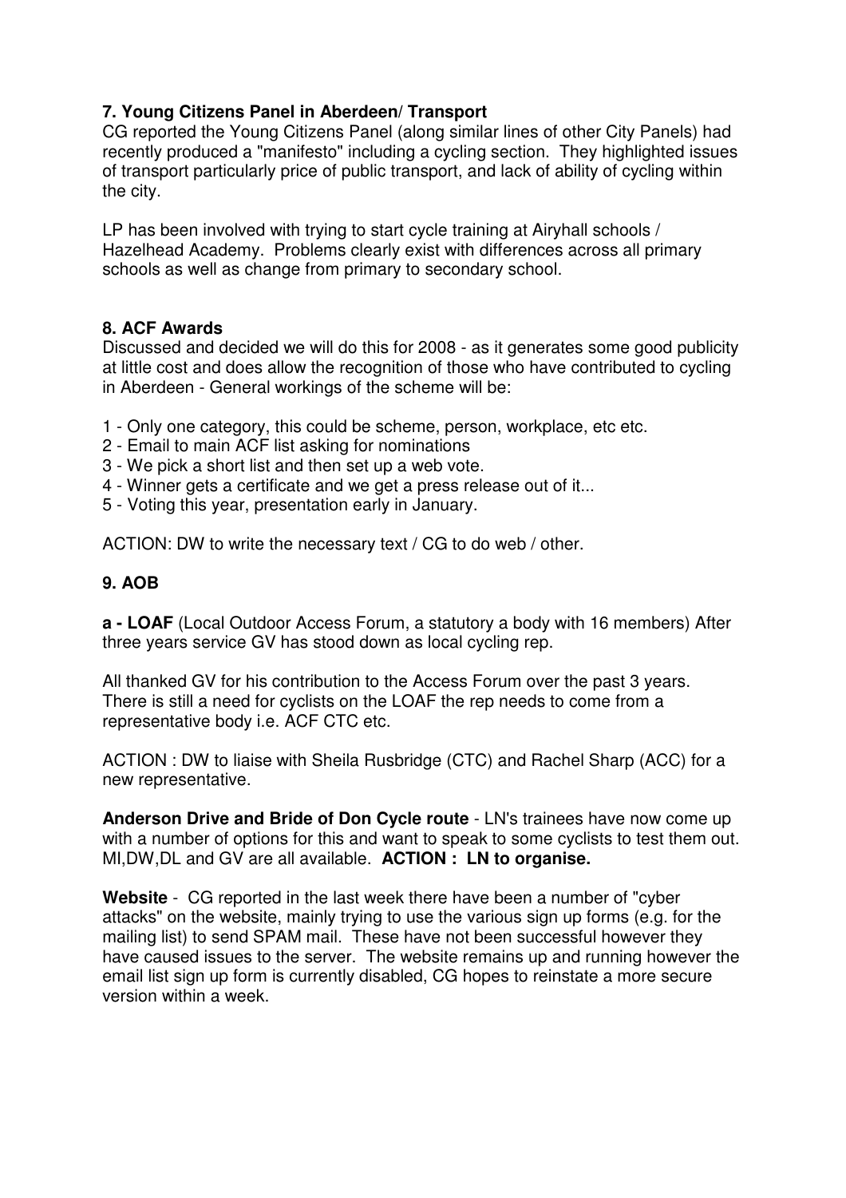**7. Young Citizens Panel in Aberdeen/ Transport**

CG reported the Young Citizens Panel (along similar lines of other City Panels) had recently produced a "manifesto" including a cycling section. They highlighted issues of transport particularly price of public transport, and lack of ability of cycling within the city.

LP has been involved with trying to start cycle training at Airyhall schools / Hazelhead Academy. Problems clearly exist with differences across all primary schools as well as change from primary to secondary school.

**8. ACF Awards**

Discussed and decided we will do this for 2008 - as it generates some good publicity at little cost and does allow the recognition of those who have contributed to cycling in Aberdeen - General workings of the scheme will be:

1 - Only one category, this could be scheme, person, workplace, etc etc.
2 - Email to main ACF list asking for nominations
3 - We pick a short list and then set up a web vote.
4 - Winner gets a certificate and we get a press release out of it...
5 - Voting this year, presentation early in January.

ACTION: DW to write the necessary text / CG to do web / other.

**9. AOB**

**a - LOAF** (Local Outdoor Access Forum, a statutory a body with 16 members) After three years service GV has stood down as local cycling rep.

All thanked GV for his contribution to the Access Forum over the past 3 years. There is still a need for cyclists on the LOAF the rep needs to come from a representative body i.e. ACF CTC etc.

ACTION : DW to liaise with Sheila Rusbridge (CTC) and Rachel Sharp (ACC) for a new representative.

**Anderson Drive and Bride of Don Cycle route** - LN's trainees have now come up with a number of options for this and want to speak to some cyclists to test them out. MI,DW,DL and GV are all available. **ACTION : LN to organise.**

**Website** - CG reported in the last week there have been a number of "cyber attacks" on the website, mainly trying to use the various sign up forms (e.g. for the mailing list) to send SPAM mail. These have not been successful however they have caused issues to the server. The website remains up and running however the email list sign up form is currently disabled, CG hopes to reinstate a more secure version within a week.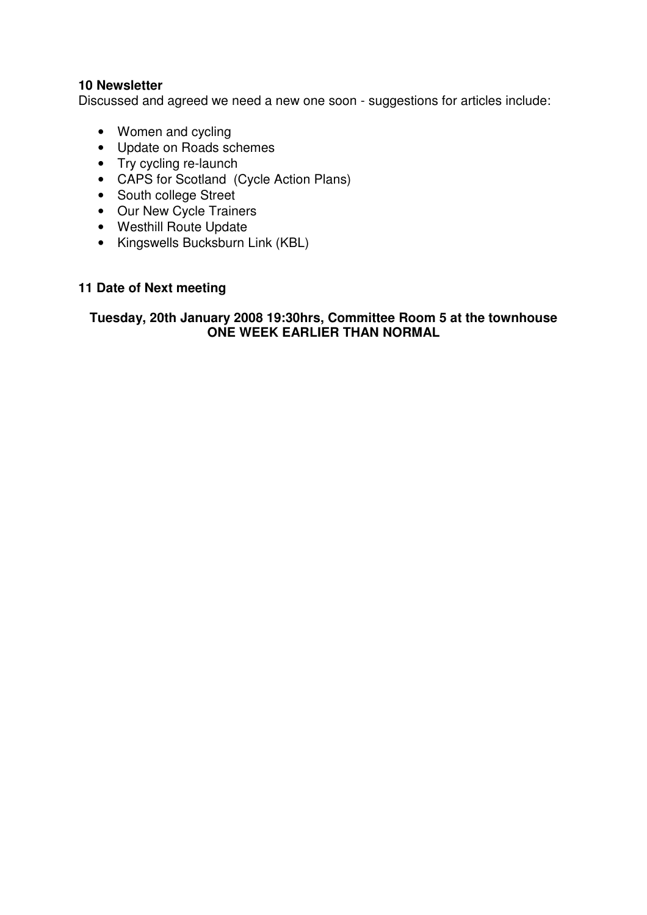**10 Newsletter**

Discussed and agreed we need a new one soon - suggestions for articles include:

- Women and cycling
- Update on Roads schemes
- Try cycling re-launch
- CAPS for Scotland (Cycle Action Plans)
- South college Street
- Our New Cycle Trainers
- Westhill Route Update
- Kingswells Bucksburn Link (KBL)

**11 Date of Next meeting**

**Tuesday, 20th January 2008 19:30hrs, Committee Room 5 at the townhouse**
**ONE WEEK EARLIER THAN NORMAL**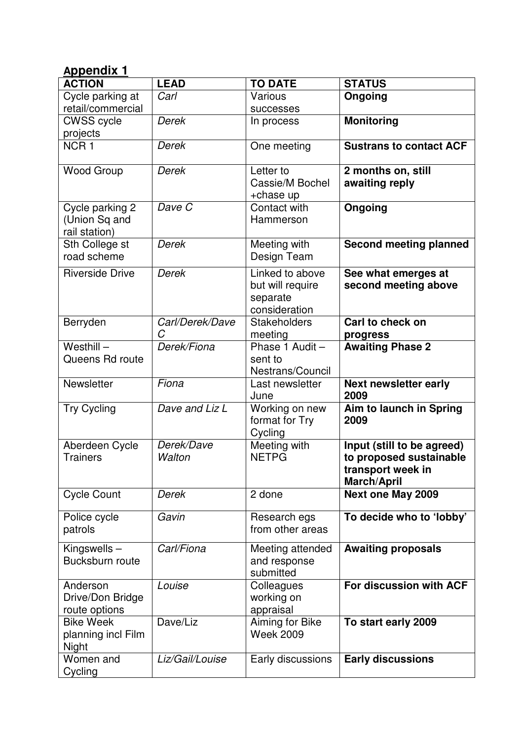## Appendix 1

| ACTION | LEAD | TO DATE | STATUS |
|---|---|---|---|
| Cycle parking at retail/commercial | *Carl* | Various successes | **Ongoing** |
| CWSS cycle projects | *Derek* | In process | **Monitoring** |
| NCR 1 | *Derek* | One meeting | **Sustrans to contact ACF** |
| Wood Group | *Derek* | Letter to Cassie/M Bochel +chase up | **2 months on, still awaiting reply** |
| Cycle parking 2 (Union Sq and rail station) | *Dave C* | Contact with Hammerson | **Ongoing** |
| Sth College st road scheme | *Derek* | Meeting with Design Team | **Second meeting planned** |
| Riverside Drive | *Derek* | Linked to above but will require separate consideration | **See what emerges at second meeting above** |
| Berryden | *Carl/Derek/Dave C* | Stakeholders meeting | **Carl to check on progress** |
| Westhill – Queens Rd route | *Derek/Fiona* | Phase 1 Audit – sent to Nestrans/Council | **Awaiting Phase 2** |
| Newsletter | *Fiona* | Last newsletter June | **Next newsletter early 2009** |
| Try Cycling | *Dave and Liz L* | Working on new format for Try Cycling | **Aim to launch in Spring 2009** |
| Aberdeen Cycle Trainers | *Derek/Dave Walton* | Meeting with NETPG | **Input (still to be agreed) to proposed sustainable transport week in March/April** |
| Cycle Count | *Derek* | 2 done | **Next one May 2009** |
| Police cycle patrols | *Gavin* | Research egs from other areas | **To decide who to 'lobby'** |
| Kingswells – Bucksburn route | *Carl/Fiona* | Meeting attended and response submitted | **Awaiting proposals** |
| Anderson Drive/Don Bridge route options | *Louise* | Colleagues working on appraisal | **For discussion with ACF** |
| Bike Week planning incl Film Night | Dave/Liz | Aiming for Bike Week 2009 | **To start early 2009** |
| Women and Cycling | *Liz/Gail/Louise* | Early discussions | **Early discussions** |